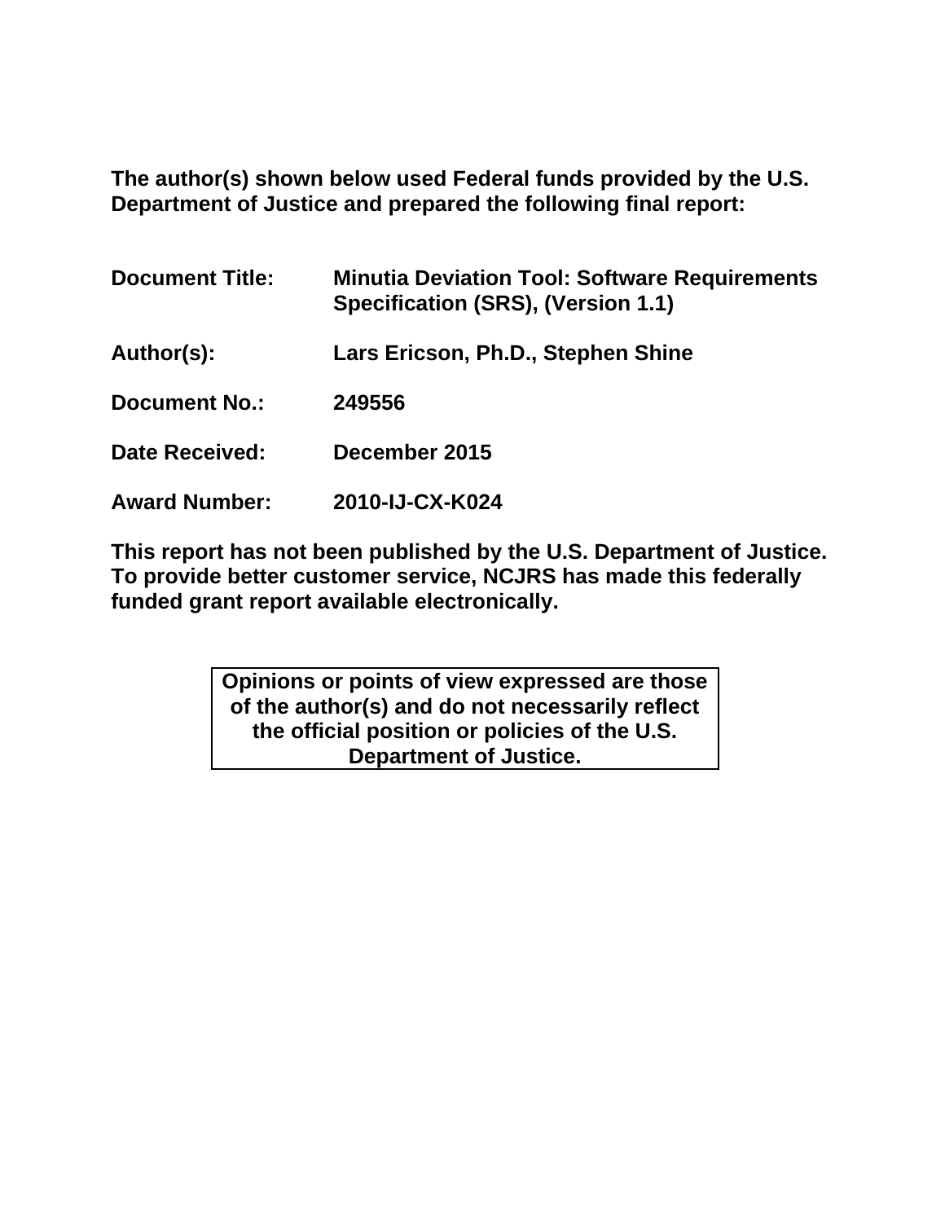**The author(s) shown below used Federal funds provided by the U.S. Department of Justice and prepared the following final report:**

| | |
|---|---|
| **Document Title:** | **Minutia Deviation Tool: Software Requirements Specification (SRS), (Version 1.1)** |
| **Author(s):** | **Lars Ericson, Ph.D., Stephen Shine** |
| **Document No.:** | **249556** |
| **Date Received:** | **December 2015** |
| **Award Number:** | **2010-IJ-CX-K024** |

**This report has not been published by the U.S. Department of Justice. To provide better customer service, NCJRS has made this federally funded grant report available electronically.**

**Opinions or points of view expressed are those of the author(s) and do not necessarily reflect the official position or policies of the U.S. Department of Justice.**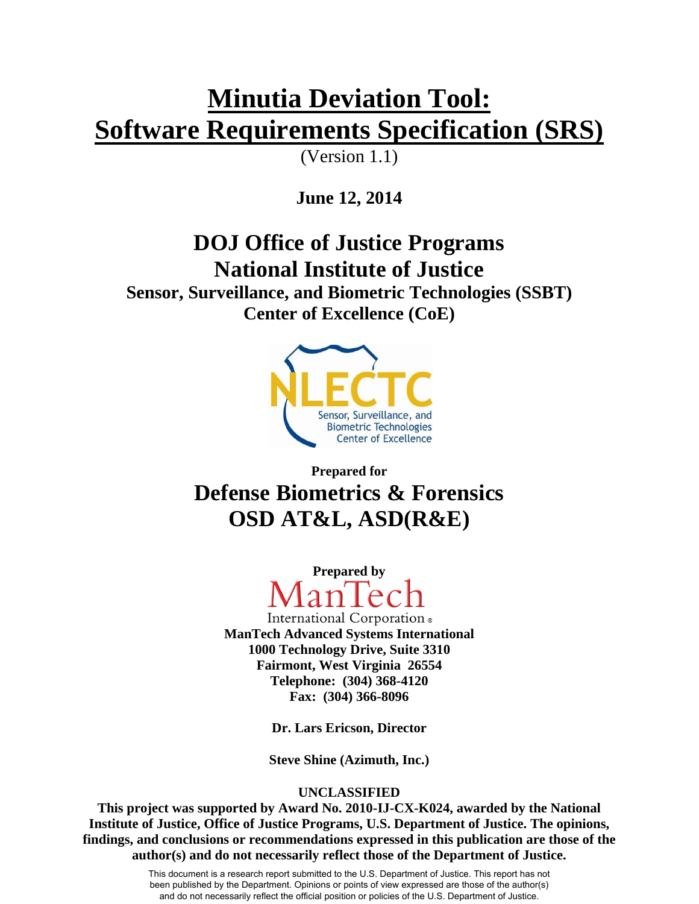# Minutia Deviation Tool:
# Software Requirements Specification (SRS)

(Version 1.1)

**June 12, 2014**

## DOJ Office of Justice Programs
## National Institute of Justice

**Sensor, Surveillance, and Biometric Technologies (SSBT)**
**Center of Excellence (CoE)**

NLECTC
Sensor, Surveillance, and Biometric Technologies Center of Excellence

**Prepared for**

## Defense Biometrics & Forensics
## OSD AT&L, ASD(R&E)

**Prepared by**

ManTech
International Corporation ®

**ManTech Advanced Systems International**
**1000 Technology Drive, Suite 3310**
**Fairmont, West Virginia 26554**
**Telephone: (304) 368-4120**
**Fax: (304) 366-8096**

**Dr. Lars Ericson, Director**

**Steve Shine (Azimuth, Inc.)**

**UNCLASSIFIED**

**This project was supported by Award No. 2010-IJ-CX-K024, awarded by the National Institute of Justice, Office of Justice Programs, U.S. Department of Justice. The opinions, findings, and conclusions or recommendations expressed in this publication are those of the author(s) and do not necessarily reflect those of the Department of Justice.**

This document is a research report submitted to the U.S. Department of Justice. This report has not been published by the Department. Opinions or points of view expressed are those of the author(s) and do not necessarily reflect the official position or policies of the U.S. Department of Justice.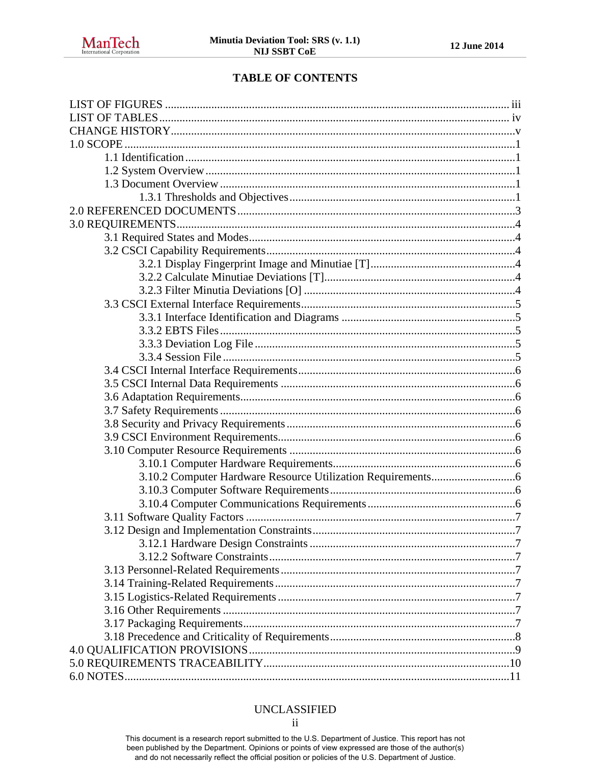# TABLE OF CONTENTS

LIST OF FIGURES ..... iii
LIST OF TABLES ..... iv
CHANGE HISTORY ..... v
1.0 SCOPE ..... 1
- 1.1 Identification ..... 1
- 1.2 System Overview ..... 1
- 1.3 Document Overview ..... 1
  - 1.3.1 Thresholds and Objectives ..... 1

2.0 REFERENCED DOCUMENTS ..... 3
3.0 REQUIREMENTS ..... 4
- 3.1 Required States and Modes ..... 4
- 3.2 CSCI Capability Requirements ..... 4
  - 3.2.1 Display Fingerprint Image and Minutiae [T] ..... 4
  - 3.2.2 Calculate Minutiae Deviations [T] ..... 4
  - 3.2.3 Filter Minutia Deviations [O] ..... 4
- 3.3 CSCI External Interface Requirements ..... 5
  - 3.3.1 Interface Identification and Diagrams ..... 5
  - 3.3.2 EBTS Files ..... 5
  - 3.3.3 Deviation Log File ..... 5
  - 3.3.4 Session File ..... 5
- 3.4 CSCI Internal Interface Requirements ..... 6
- 3.5 CSCI Internal Data Requirements ..... 6
- 3.6 Adaptation Requirements ..... 6
- 3.7 Safety Requirements ..... 6
- 3.8 Security and Privacy Requirements ..... 6
- 3.9 CSCI Environment Requirements ..... 6
- 3.10 Computer Resource Requirements ..... 6
  - 3.10.1 Computer Hardware Requirements ..... 6
  - 3.10.2 Computer Hardware Resource Utilization Requirements ..... 6
  - 3.10.3 Computer Software Requirements ..... 6
  - 3.10.4 Computer Communications Requirements ..... 6
- 3.11 Software Quality Factors ..... 7
- 3.12 Design and Implementation Constraints ..... 7
  - 3.12.1 Hardware Design Constraints ..... 7
  - 3.12.2 Software Constraints ..... 7
- 3.13 Personnel-Related Requirements ..... 7
- 3.14 Training-Related Requirements ..... 7
- 3.15 Logistics-Related Requirements ..... 7
- 3.16 Other Requirements ..... 7
- 3.17 Packaging Requirements ..... 7
- 3.18 Precedence and Criticality of Requirements ..... 8

4.0 QUALIFICATION PROVISIONS ..... 9
5.0 REQUIREMENTS TRACEABILITY ..... 10
6.0 NOTES ..... 11

UNCLASSIFIED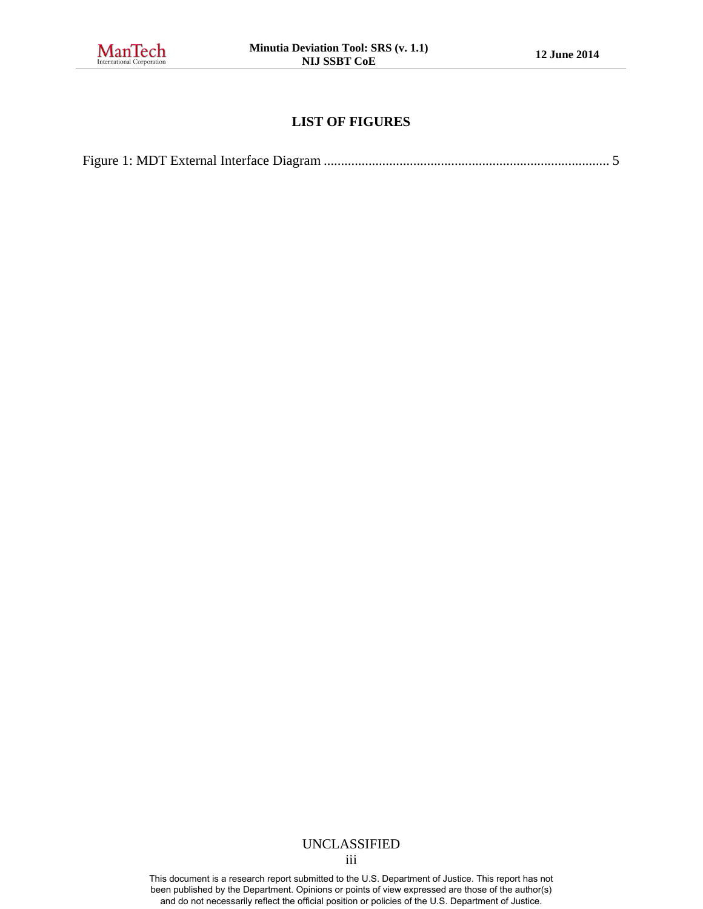# LIST OF FIGURES

Figure 1: MDT External Interface Diagram ....................................................................................... 5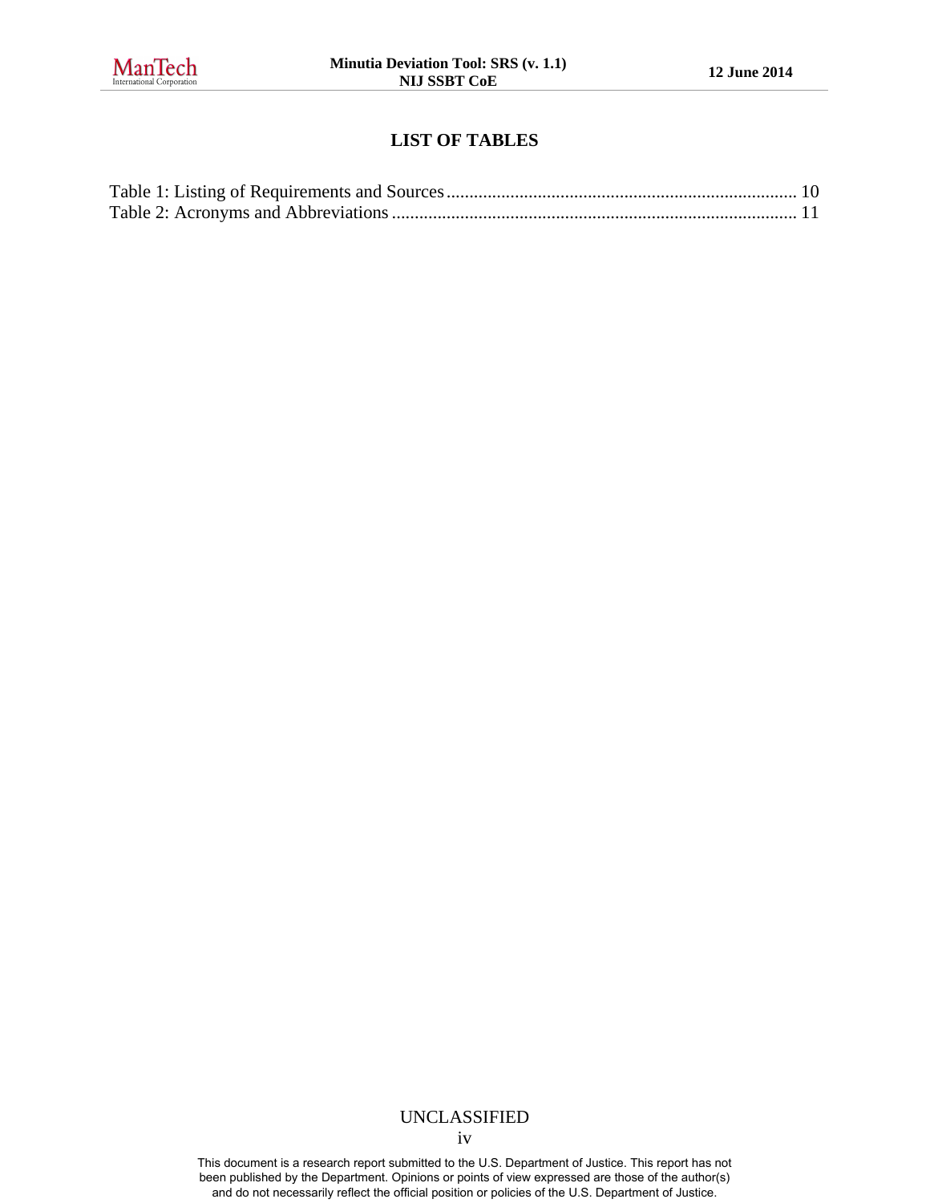# LIST OF TABLES

Table 1: Listing of Requirements and Sources ............................................................................ 10
Table 2: Acronyms and Abbreviations ........................................................................................ 11

UNCLASSIFIED

This document is a research report submitted to the U.S. Department of Justice. This report has not been published by the Department. Opinions or points of view expressed are those of the author(s) and do not necessarily reflect the official position or policies of the U.S. Department of Justice.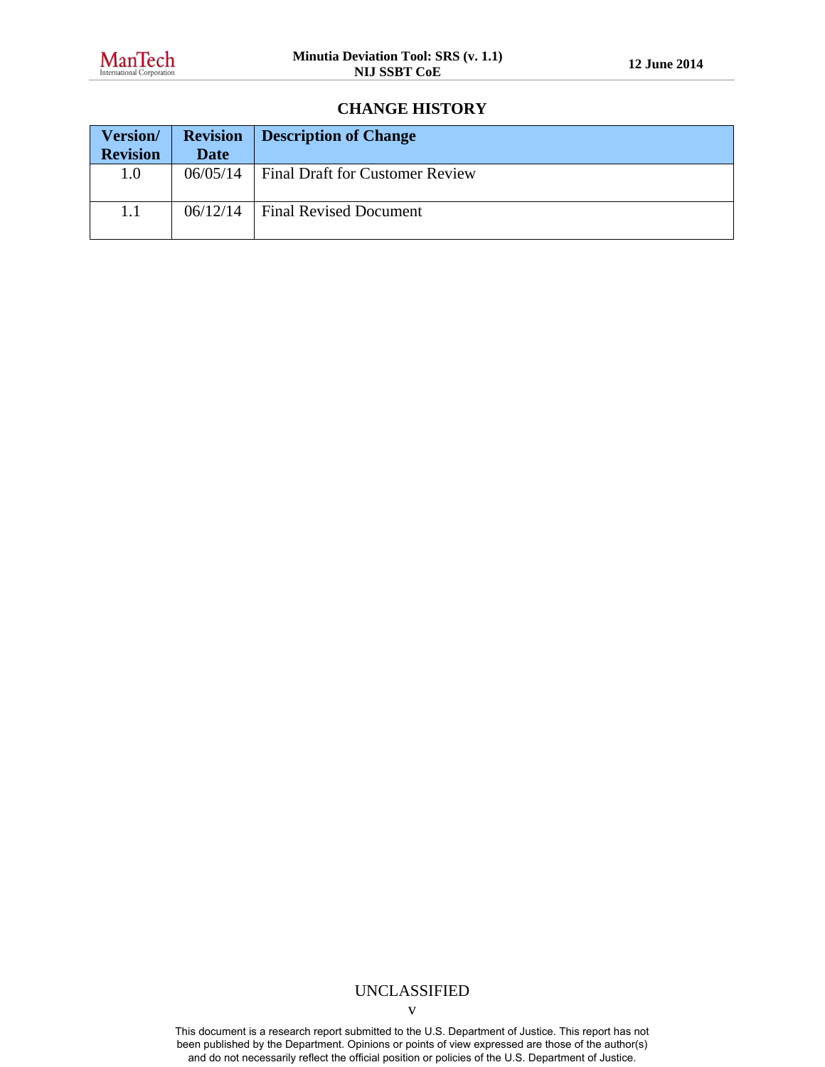## CHANGE HISTORY

| Version/ Revision | Revision Date | Description of Change |
|---|---|---|
| 1.0 | 06/05/14 | Final Draft for Customer Review |
| 1.1 | 06/12/14 | Final Revised Document |

UNCLASSIFIED

This document is a research report submitted to the U.S. Department of Justice. This report has not been published by the Department. Opinions or points of view expressed are those of the author(s) and do not necessarily reflect the official position or policies of the U.S. Department of Justice.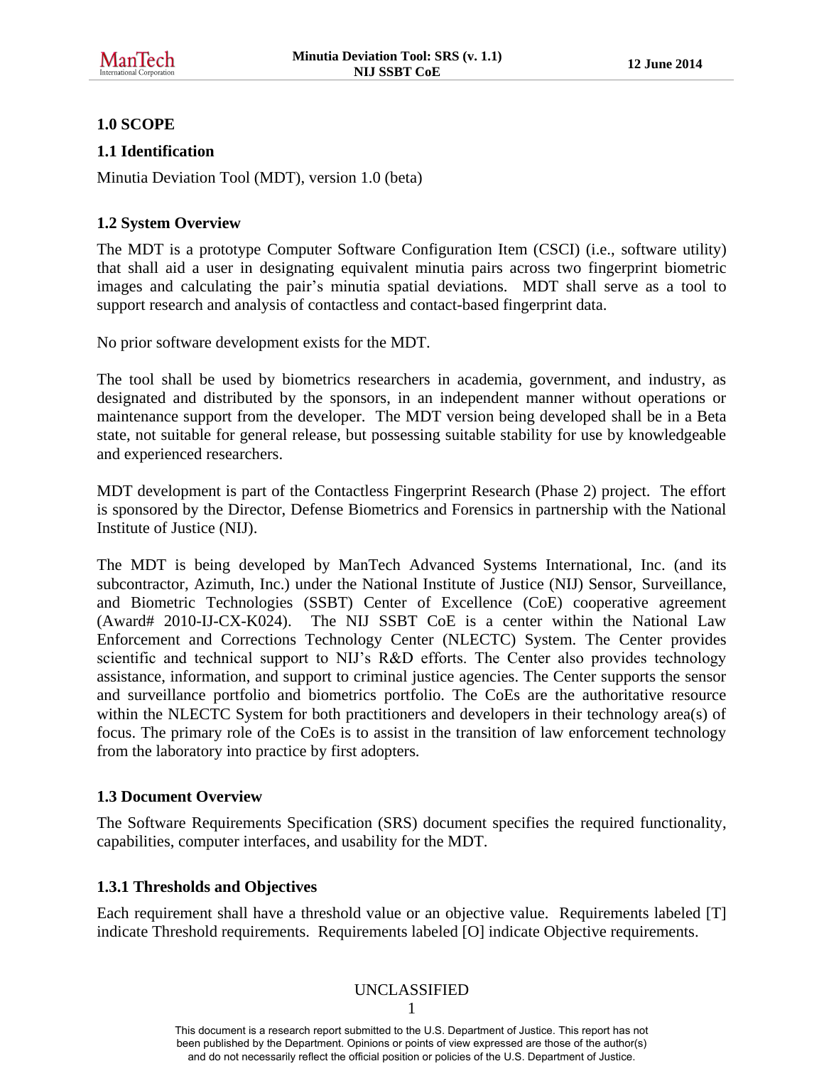# 1.0 SCOPE

## 1.1 Identification

Minutia Deviation Tool (MDT), version 1.0 (beta)

## 1.2 System Overview

The MDT is a prototype Computer Software Configuration Item (CSCI) (i.e., software utility) that shall aid a user in designating equivalent minutia pairs across two fingerprint biometric images and calculating the pair's minutia spatial deviations. MDT shall serve as a tool to support research and analysis of contactless and contact-based fingerprint data.

No prior software development exists for the MDT.

The tool shall be used by biometrics researchers in academia, government, and industry, as designated and distributed by the sponsors, in an independent manner without operations or maintenance support from the developer. The MDT version being developed shall be in a Beta state, not suitable for general release, but possessing suitable stability for use by knowledgeable and experienced researchers.

MDT development is part of the Contactless Fingerprint Research (Phase 2) project. The effort is sponsored by the Director, Defense Biometrics and Forensics in partnership with the National Institute of Justice (NIJ).

The MDT is being developed by ManTech Advanced Systems International, Inc. (and its subcontractor, Azimuth, Inc.) under the National Institute of Justice (NIJ) Sensor, Surveillance, and Biometric Technologies (SSBT) Center of Excellence (CoE) cooperative agreement (Award# 2010-IJ-CX-K024). The NIJ SSBT CoE is a center within the National Law Enforcement and Corrections Technology Center (NLECTC) System. The Center provides scientific and technical support to NIJ's R&D efforts. The Center also provides technology assistance, information, and support to criminal justice agencies. The Center supports the sensor and surveillance portfolio and biometrics portfolio. The CoEs are the authoritative resource within the NLECTC System for both practitioners and developers in their technology area(s) of focus. The primary role of the CoEs is to assist in the transition of law enforcement technology from the laboratory into practice by first adopters.

## 1.3 Document Overview

The Software Requirements Specification (SRS) document specifies the required functionality, capabilities, computer interfaces, and usability for the MDT.

### 1.3.1 Thresholds and Objectives

Each requirement shall have a threshold value or an objective value. Requirements labeled [T] indicate Threshold requirements. Requirements labeled [O] indicate Objective requirements.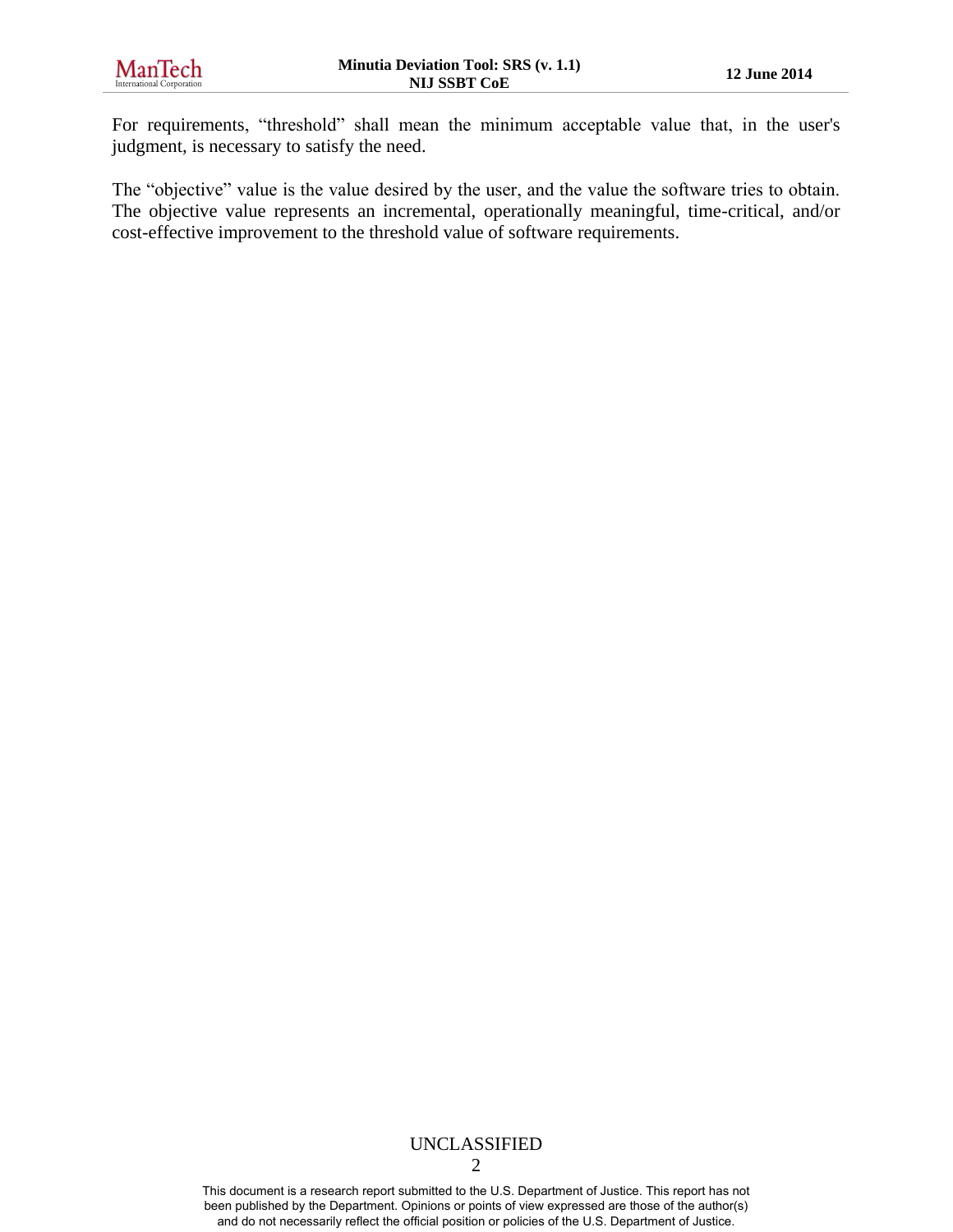For requirements, "threshold" shall mean the minimum acceptable value that, in the user's judgment, is necessary to satisfy the need.

The "objective" value is the value desired by the user, and the value the software tries to obtain. The objective value represents an incremental, operationally meaningful, time-critical, and/or cost-effective improvement to the threshold value of software requirements.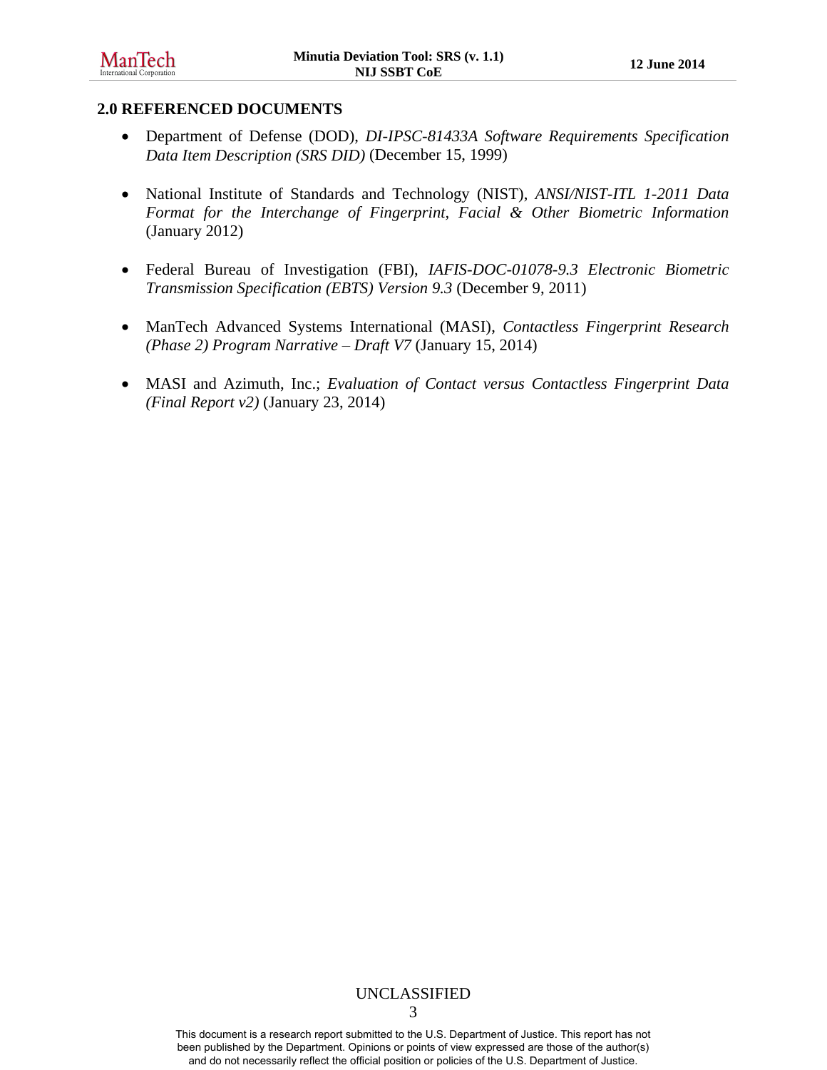## 2.0 REFERENCED DOCUMENTS

- Department of Defense (DOD), *DI-IPSC-81433A Software Requirements Specification Data Item Description (SRS DID)* (December 15, 1999)

- National Institute of Standards and Technology (NIST), *ANSI/NIST-ITL 1-2011 Data Format for the Interchange of Fingerprint, Facial & Other Biometric Information* (January 2012)

- Federal Bureau of Investigation (FBI), *IAFIS-DOC-01078-9.3 Electronic Biometric Transmission Specification (EBTS) Version 9.3* (December 9, 2011)

- ManTech Advanced Systems International (MASI), *Contactless Fingerprint Research (Phase 2) Program Narrative – Draft V7* (January 15, 2014)

- MASI and Azimuth, Inc.; *Evaluation of Contact versus Contactless Fingerprint Data (Final Report v2)* (January 23, 2014)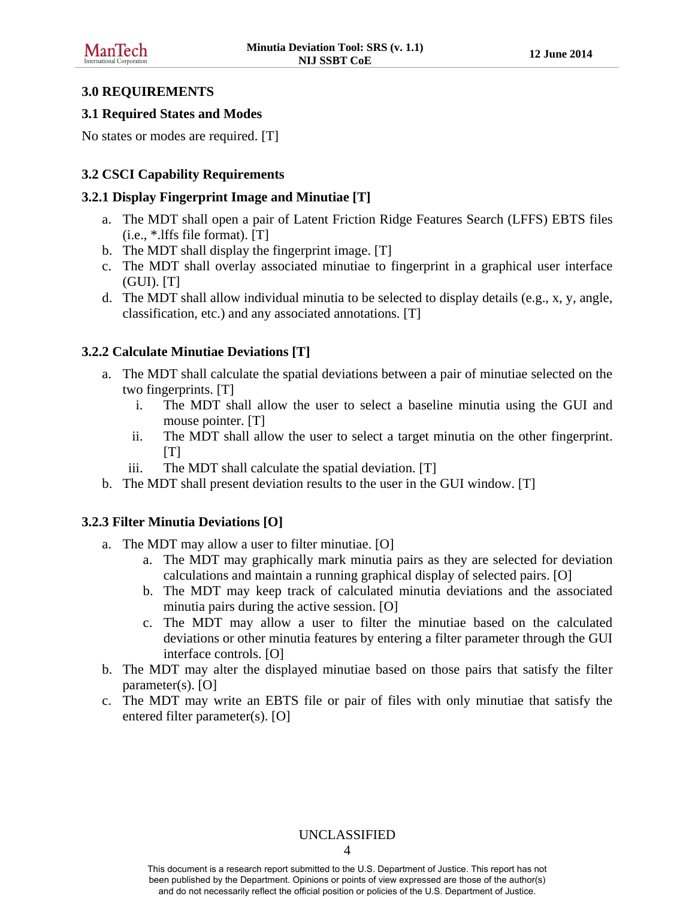## 3.0 REQUIREMENTS

### 3.1 Required States and Modes

No states or modes are required. [T]

### 3.2 CSCI Capability Requirements

#### 3.2.1 Display Fingerprint Image and Minutiae [T]

a. The MDT shall open a pair of Latent Friction Ridge Features Search (LFFS) EBTS files (i.e., *.lffs file format). [T]
b. The MDT shall display the fingerprint image. [T]
c. The MDT shall overlay associated minutiae to fingerprint in a graphical user interface (GUI). [T]
d. The MDT shall allow individual minutia to be selected to display details (e.g., x, y, angle, classification, etc.) and any associated annotations. [T]

#### 3.2.2 Calculate Minutiae Deviations [T]

a. The MDT shall calculate the spatial deviations between a pair of minutiae selected on the two fingerprints. [T]
    i. The MDT shall allow the user to select a baseline minutia using the GUI and mouse pointer. [T]
    ii. The MDT shall allow the user to select a target minutia on the other fingerprint. [T]
    iii. The MDT shall calculate the spatial deviation. [T]
b. The MDT shall present deviation results to the user in the GUI window. [T]

#### 3.2.3 Filter Minutia Deviations [O]

a. The MDT may allow a user to filter minutiae. [O]
    a. The MDT may graphically mark minutia pairs as they are selected for deviation calculations and maintain a running graphical display of selected pairs. [O]
    b. The MDT may keep track of calculated minutia deviations and the associated minutia pairs during the active session. [O]
    c. The MDT may allow a user to filter the minutiae based on the calculated deviations or other minutia features by entering a filter parameter through the GUI interface controls. [O]
b. The MDT may alter the displayed minutiae based on those pairs that satisfy the filter parameter(s). [O]
c. The MDT may write an EBTS file or pair of files with only minutiae that satisfy the entered filter parameter(s). [O]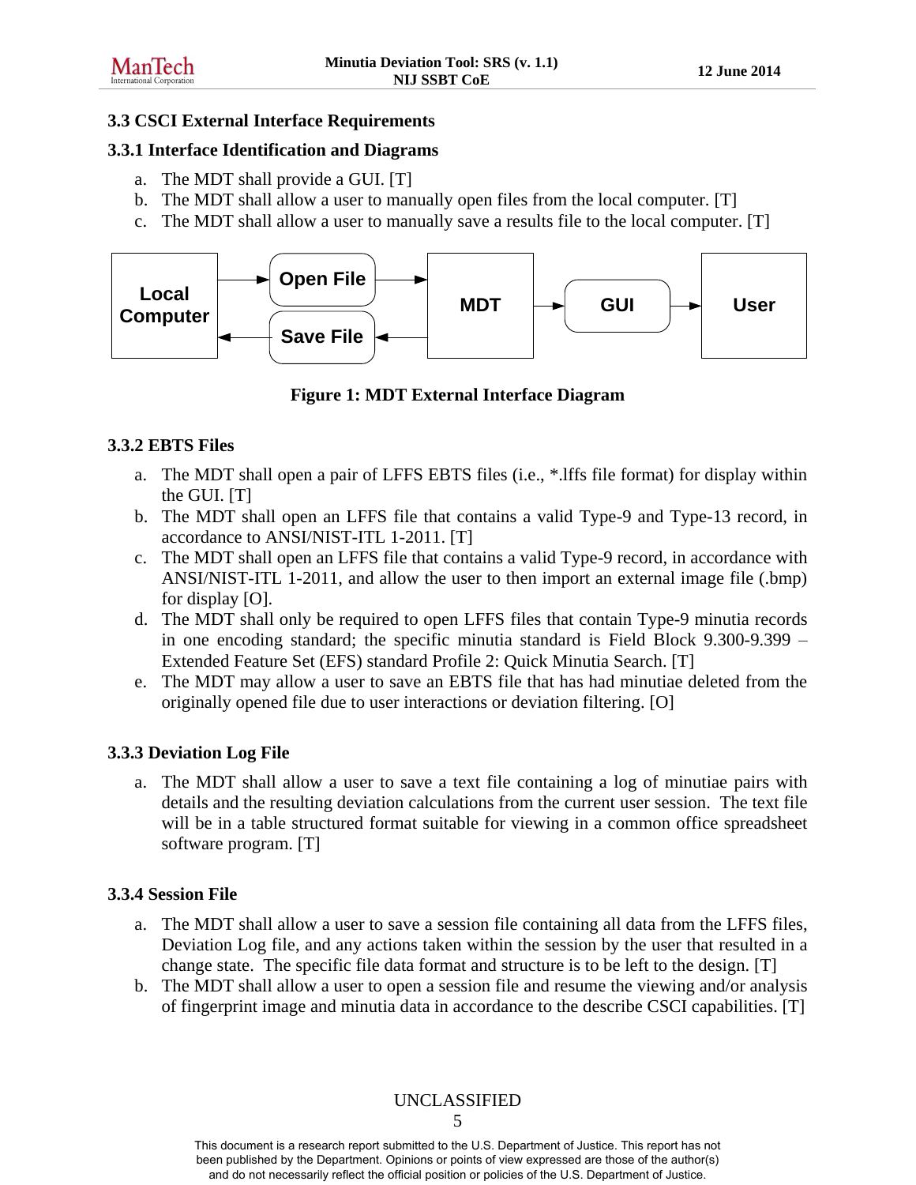### 3.3 CSCI External Interface Requirements

### 3.3.1 Interface Identification and Diagrams

a. The MDT shall provide a GUI. [T]
b. The MDT shall allow a user to manually open files from the local computer. [T]
c. The MDT shall allow a user to manually save a results file to the local computer. [T]

Figure 1: MDT External Interface Diagram

### 3.3.2 EBTS Files

a. The MDT shall open a pair of LFFS EBTS files (i.e., *.lffs file format) for display within the GUI. [T]
b. The MDT shall open an LFFS file that contains a valid Type-9 and Type-13 record, in accordance to ANSI/NIST-ITL 1-2011. [T]
c. The MDT shall open an LFFS file that contains a valid Type-9 record, in accordance with ANSI/NIST-ITL 1-2011, and allow the user to then import an external image file (.bmp) for display [O].
d. The MDT shall only be required to open LFFS files that contain Type-9 minutia records in one encoding standard; the specific minutia standard is Field Block 9.300-9.399 – Extended Feature Set (EFS) standard Profile 2: Quick Minutia Search. [T]
e. The MDT may allow a user to save an EBTS file that has had minutiae deleted from the originally opened file due to user interactions or deviation filtering. [O]

### 3.3.3 Deviation Log File

a. The MDT shall allow a user to save a text file containing a log of minutiae pairs with details and the resulting deviation calculations from the current user session. The text file will be in a table structured format suitable for viewing in a common office spreadsheet software program. [T]

### 3.3.4 Session File

a. The MDT shall allow a user to save a session file containing all data from the LFFS files, Deviation Log file, and any actions taken within the session by the user that resulted in a change state. The specific file data format and structure is to be left to the design. [T]
b. The MDT shall allow a user to open a session file and resume the viewing and/or analysis of fingerprint image and minutia data in accordance to the describe CSCI capabilities. [T]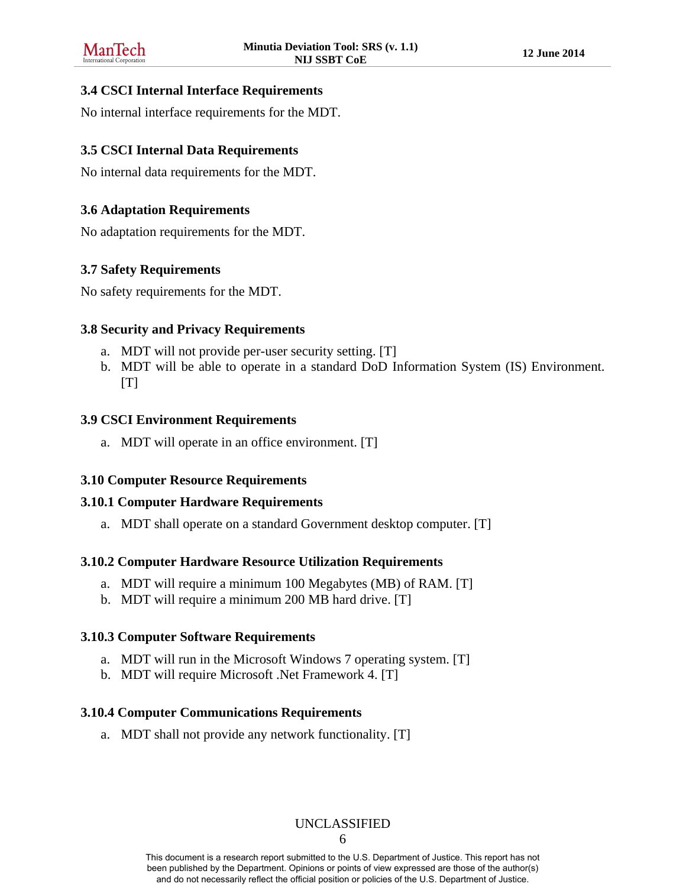### 3.4 CSCI Internal Interface Requirements

No internal interface requirements for the MDT.

### 3.5 CSCI Internal Data Requirements

No internal data requirements for the MDT.

### 3.6 Adaptation Requirements

No adaptation requirements for the MDT.

### 3.7 Safety Requirements

No safety requirements for the MDT.

### 3.8 Security and Privacy Requirements

a. MDT will not provide per-user security setting. [T]
b. MDT will be able to operate in a standard DoD Information System (IS) Environment. [T]

### 3.9 CSCI Environment Requirements

a. MDT will operate in an office environment. [T]

### 3.10 Computer Resource Requirements

#### 3.10.1 Computer Hardware Requirements

a. MDT shall operate on a standard Government desktop computer. [T]

#### 3.10.2 Computer Hardware Resource Utilization Requirements

a. MDT will require a minimum 100 Megabytes (MB) of RAM. [T]
b. MDT will require a minimum 200 MB hard drive. [T]

#### 3.10.3 Computer Software Requirements

a. MDT will run in the Microsoft Windows 7 operating system. [T]
b. MDT will require Microsoft .Net Framework 4. [T]

#### 3.10.4 Computer Communications Requirements

a. MDT shall not provide any network functionality. [T]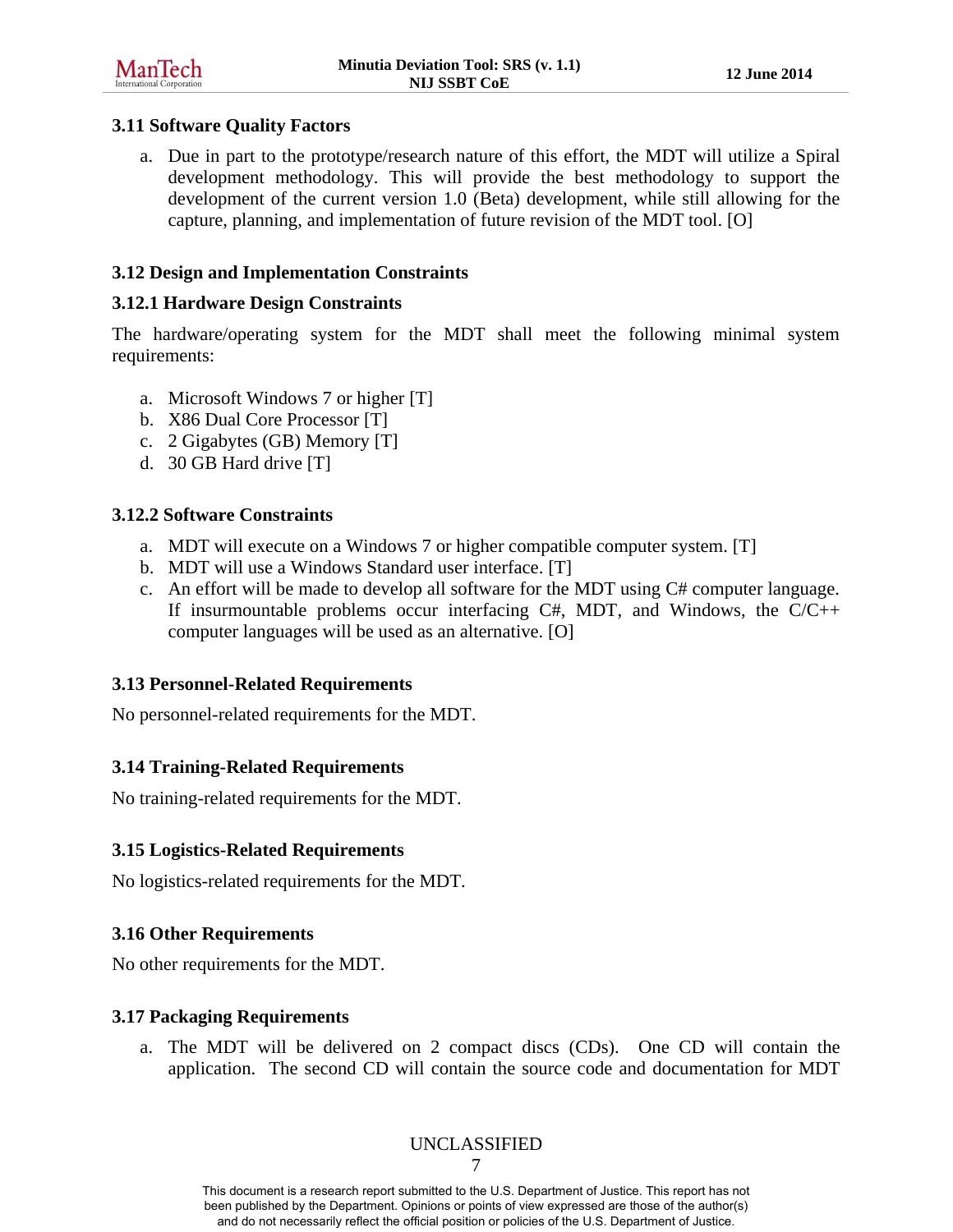### 3.11 Software Quality Factors

a. Due in part to the prototype/research nature of this effort, the MDT will utilize a Spiral development methodology. This will provide the best methodology to support the development of the current version 1.0 (Beta) development, while still allowing for the capture, planning, and implementation of future revision of the MDT tool. [O]

### 3.12 Design and Implementation Constraints

#### 3.12.1 Hardware Design Constraints

The hardware/operating system for the MDT shall meet the following minimal system requirements:

a. Microsoft Windows 7 or higher [T]
b. X86 Dual Core Processor [T]
c. 2 Gigabytes (GB) Memory [T]
d. 30 GB Hard drive [T]

#### 3.12.2 Software Constraints

a. MDT will execute on a Windows 7 or higher compatible computer system. [T]
b. MDT will use a Windows Standard user interface. [T]
c. An effort will be made to develop all software for the MDT using C# computer language. If insurmountable problems occur interfacing C#, MDT, and Windows, the C/C++ computer languages will be used as an alternative. [O]

### 3.13 Personnel-Related Requirements

No personnel-related requirements for the MDT.

### 3.14 Training-Related Requirements

No training-related requirements for the MDT.

### 3.15 Logistics-Related Requirements

No logistics-related requirements for the MDT.

### 3.16 Other Requirements

No other requirements for the MDT.

### 3.17 Packaging Requirements

a. The MDT will be delivered on 2 compact discs (CDs). One CD will contain the application. The second CD will contain the source code and documentation for MDT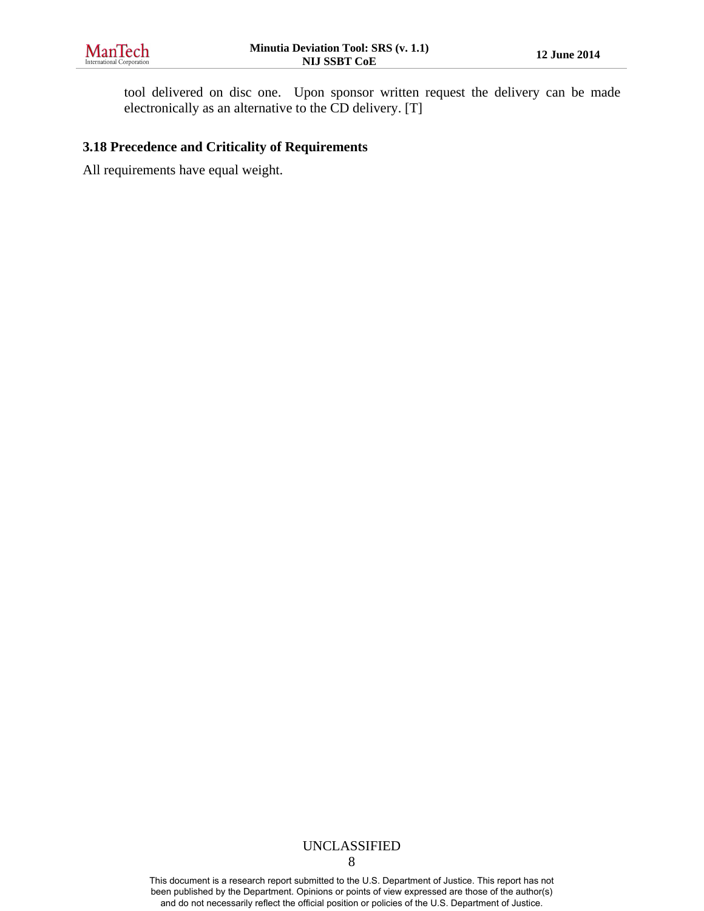tool delivered on disc one. Upon sponsor written request the delivery can be made electronically as an alternative to the CD delivery. [T]

### 3.18 Precedence and Criticality of Requirements

All requirements have equal weight.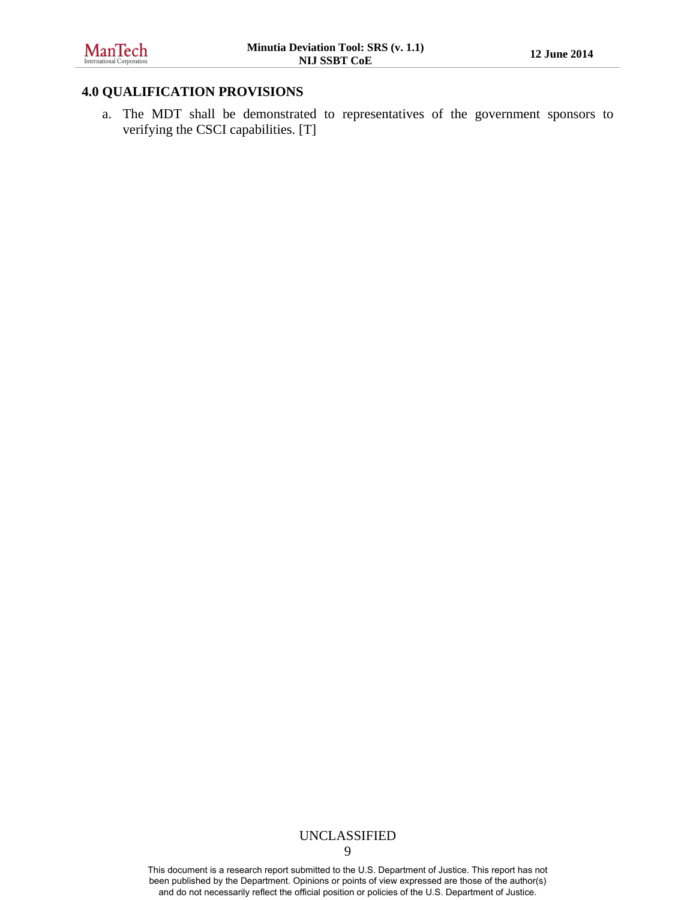## 4.0 QUALIFICATION PROVISIONS

a. The MDT shall be demonstrated to representatives of the government sponsors to verifying the CSCI capabilities. [T]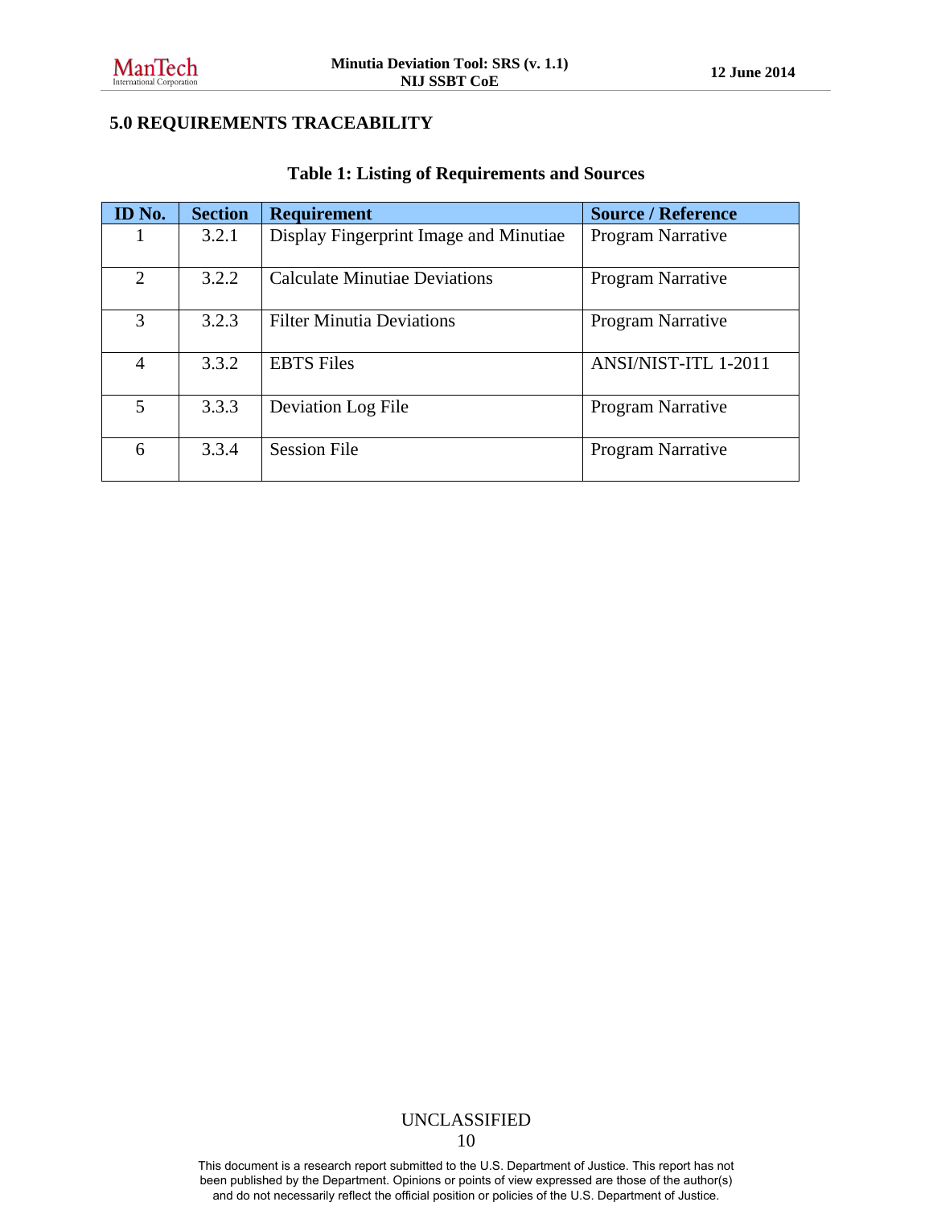## 5.0 REQUIREMENTS TRACEABILITY

**Table 1: Listing of Requirements and Sources**

| ID No. | Section | Requirement | Source / Reference |
|---|---|---|---|
| 1 | 3.2.1 | Display Fingerprint Image and Minutiae | Program Narrative |
| 2 | 3.2.2 | Calculate Minutiae Deviations | Program Narrative |
| 3 | 3.2.3 | Filter Minutia Deviations | Program Narrative |
| 4 | 3.3.2 | EBTS Files | ANSI/NIST-ITL 1-2011 |
| 5 | 3.3.3 | Deviation Log File | Program Narrative |
| 6 | 3.3.4 | Session File | Program Narrative |

UNCLASSIFIED

This document is a research report submitted to the U.S. Department of Justice. This report has not been published by the Department. Opinions or points of view expressed are those of the author(s) and do not necessarily reflect the official position or policies of the U.S. Department of Justice.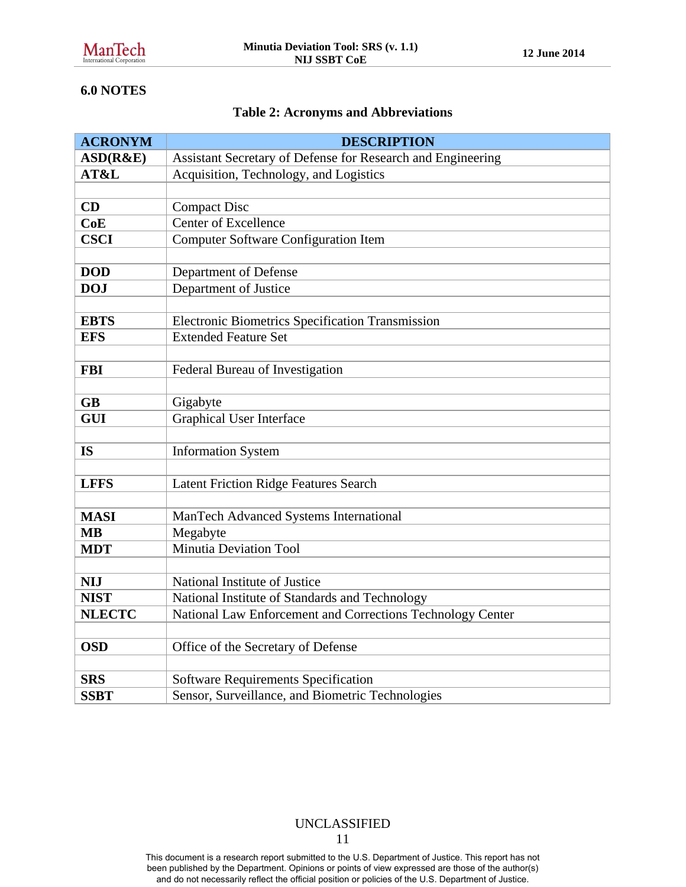## 6.0 NOTES

**Table 2: Acronyms and Abbreviations**

| ACRONYM | DESCRIPTION |
|---|---|
| **ASD(R&E)** | Assistant Secretary of Defense for Research and Engineering |
| **AT&L** | Acquisition, Technology, and Logistics |
| | |
| **CD** | Compact Disc |
| **CoE** | Center of Excellence |
| **CSCI** | Computer Software Configuration Item |
| | |
| **DOD** | Department of Defense |
| **DOJ** | Department of Justice |
| | |
| **EBTS** | Electronic Biometrics Specification Transmission |
| **EFS** | Extended Feature Set |
| | |
| **FBI** | Federal Bureau of Investigation |
| | |
| **GB** | Gigabyte |
| **GUI** | Graphical User Interface |
| | |
| **IS** | Information System |
| | |
| **LFFS** | Latent Friction Ridge Features Search |
| | |
| **MASI** | ManTech Advanced Systems International |
| **MB** | Megabyte |
| **MDT** | Minutia Deviation Tool |
| | |
| **NIJ** | National Institute of Justice |
| **NIST** | National Institute of Standards and Technology |
| **NLECTC** | National Law Enforcement and Corrections Technology Center |
| | |
| **OSD** | Office of the Secretary of Defense |
| | |
| **SRS** | Software Requirements Specification |
| **SSBT** | Sensor, Surveillance, and Biometric Technologies |

UNCLASSIFIED

This document is a research report submitted to the U.S. Department of Justice. This report has not been published by the Department. Opinions or points of view expressed are those of the author(s) and do not necessarily reflect the official position or policies of the U.S. Department of Justice.